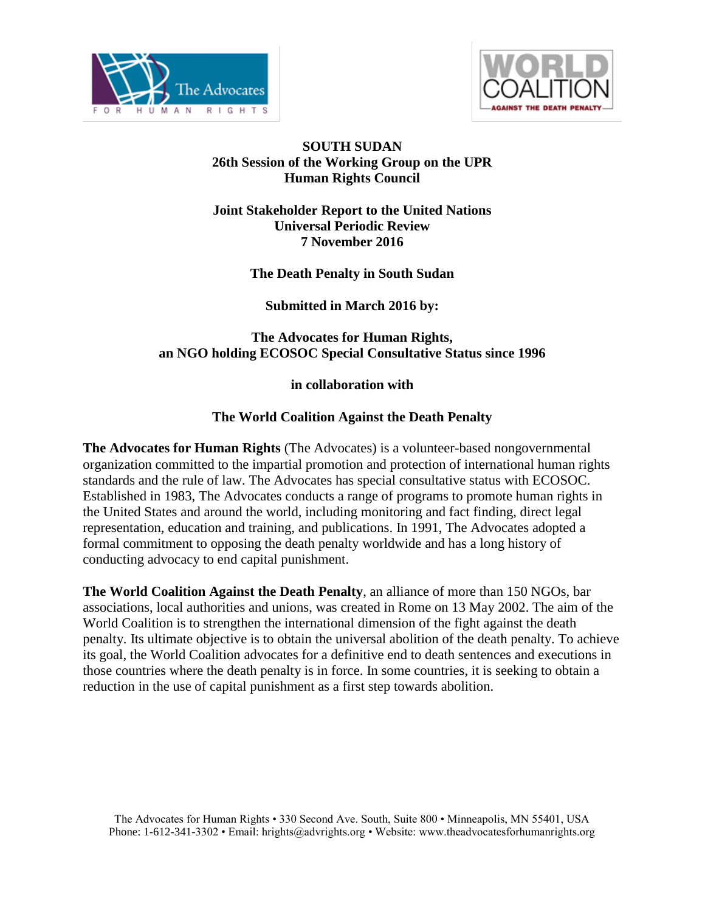**SOUTH SUDAN**
**26th Session of the Working Group on the UPR**
**Human Rights Council**

**Joint Stakeholder Report to the United Nations**
**Universal Periodic Review**
**7 November 2016**

**The Death Penalty in South Sudan**

**Submitted in March 2016 by:**

**The Advocates for Human Rights,**
**an NGO holding ECOSOC Special Consultative Status since 1996**

**in collaboration with**

**The World Coalition Against the Death Penalty**

**The Advocates for Human Rights** (The Advocates) is a volunteer-based nongovernmental organization committed to the impartial promotion and protection of international human rights standards and the rule of law. The Advocates has special consultative status with ECOSOC. Established in 1983, The Advocates conducts a range of programs to promote human rights in the United States and around the world, including monitoring and fact finding, direct legal representation, education and training, and publications. In 1991, The Advocates adopted a formal commitment to opposing the death penalty worldwide and has a long history of conducting advocacy to end capital punishment.

**The World Coalition Against the Death Penalty**, an alliance of more than 150 NGOs, bar associations, local authorities and unions, was created in Rome on 13 May 2002. The aim of the World Coalition is to strengthen the international dimension of the fight against the death penalty. Its ultimate objective is to obtain the universal abolition of the death penalty. To achieve its goal, the World Coalition advocates for a definitive end to death sentences and executions in those countries where the death penalty is in force. In some countries, it is seeking to obtain a reduction in the use of capital punishment as a first step towards abolition.

The Advocates for Human Rights • 330 Second Ave. South, Suite 800 • Minneapolis, MN 55401, USA
Phone: 1-612-341-3302 • Email: hrights@advrights.org • Website: www.theadvocatesforhumanrights.org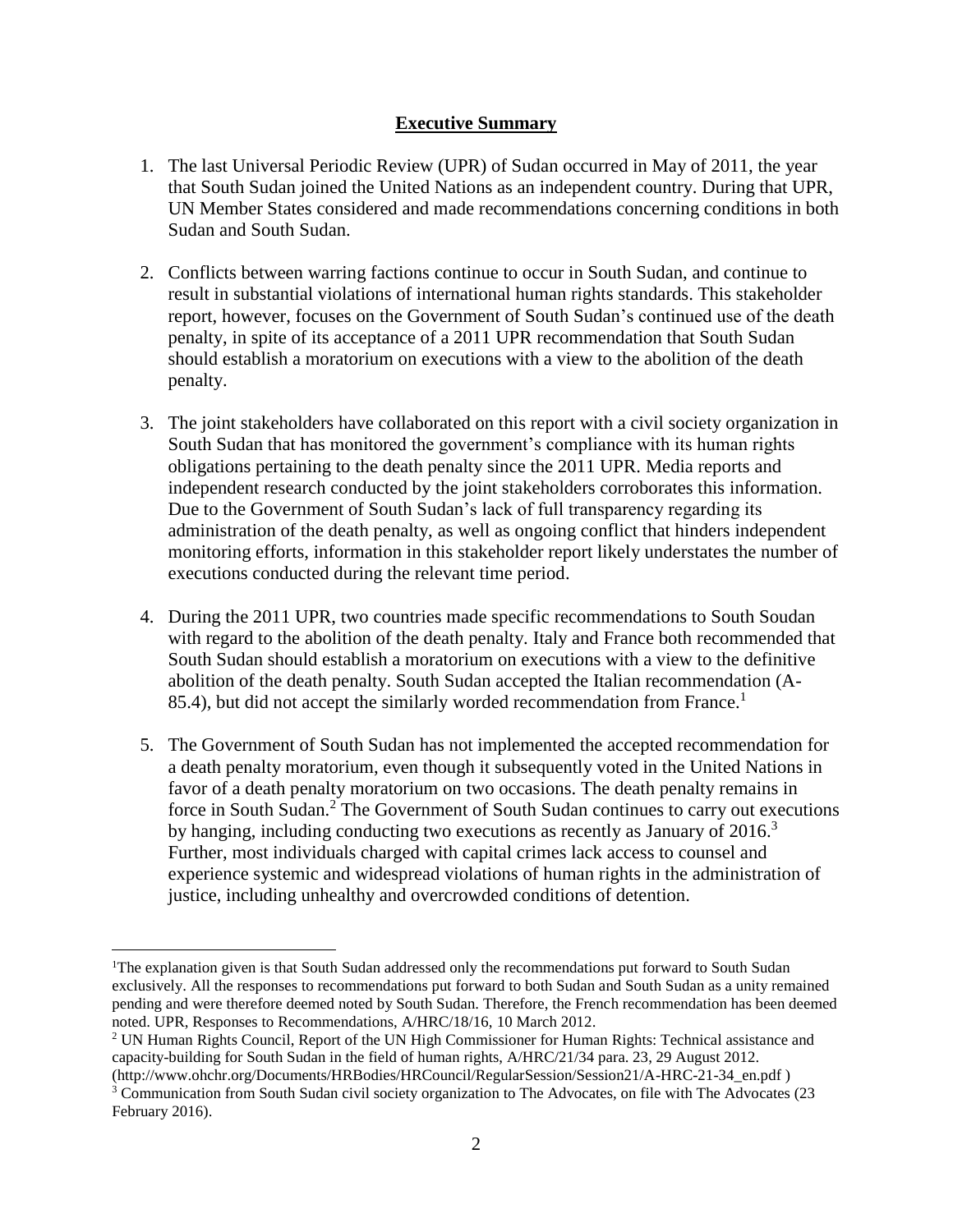## Executive Summary

1. The last Universal Periodic Review (UPR) of Sudan occurred in May of 2011, the year that South Sudan joined the United Nations as an independent country. During that UPR, UN Member States considered and made recommendations concerning conditions in both Sudan and South Sudan.

2. Conflicts between warring factions continue to occur in South Sudan, and continue to result in substantial violations of international human rights standards. This stakeholder report, however, focuses on the Government of South Sudan's continued use of the death penalty, in spite of its acceptance of a 2011 UPR recommendation that South Sudan should establish a moratorium on executions with a view to the abolition of the death penalty.

3. The joint stakeholders have collaborated on this report with a civil society organization in South Sudan that has monitored the government's compliance with its human rights obligations pertaining to the death penalty since the 2011 UPR. Media reports and independent research conducted by the joint stakeholders corroborates this information. Due to the Government of South Sudan's lack of full transparency regarding its administration of the death penalty, as well as ongoing conflict that hinders independent monitoring efforts, information in this stakeholder report likely understates the number of executions conducted during the relevant time period.

4. During the 2011 UPR, two countries made specific recommendations to South Soudan with regard to the abolition of the death penalty. Italy and France both recommended that South Sudan should establish a moratorium on executions with a view to the definitive abolition of the death penalty. South Sudan accepted the Italian recommendation (A-85.4), but did not accept the similarly worded recommendation from France.[1]

5. The Government of South Sudan has not implemented the accepted recommendation for a death penalty moratorium, even though it subsequently voted in the United Nations in favor of a death penalty moratorium on two occasions. The death penalty remains in force in South Sudan.[2] The Government of South Sudan continues to carry out executions by hanging, including conducting two executions as recently as January of 2016.[3] Further, most individuals charged with capital crimes lack access to counsel and experience systemic and widespread violations of human rights in the administration of justice, including unhealthy and overcrowded conditions of detention.

---

[1] The explanation given is that South Sudan addressed only the recommendations put forward to South Sudan exclusively. All the responses to recommendations put forward to both Sudan and South Sudan as a unity remained pending and were therefore deemed noted by South Sudan. Therefore, the French recommendation has been deemed noted. UPR, Responses to Recommendations, A/HRC/18/16, 10 March 2012.

[2] UN Human Rights Council, Report of the UN High Commissioner for Human Rights: Technical assistance and capacity-building for South Sudan in the field of human rights, A/HRC/21/34 para. 23, 29 August 2012. (http://www.ohchr.org/Documents/HRBodies/HRCouncil/RegularSession/Session21/A-HRC-21-34_en.pdf )

[3] Communication from South Sudan civil society organization to The Advocates, on file with The Advocates (23 February 2016).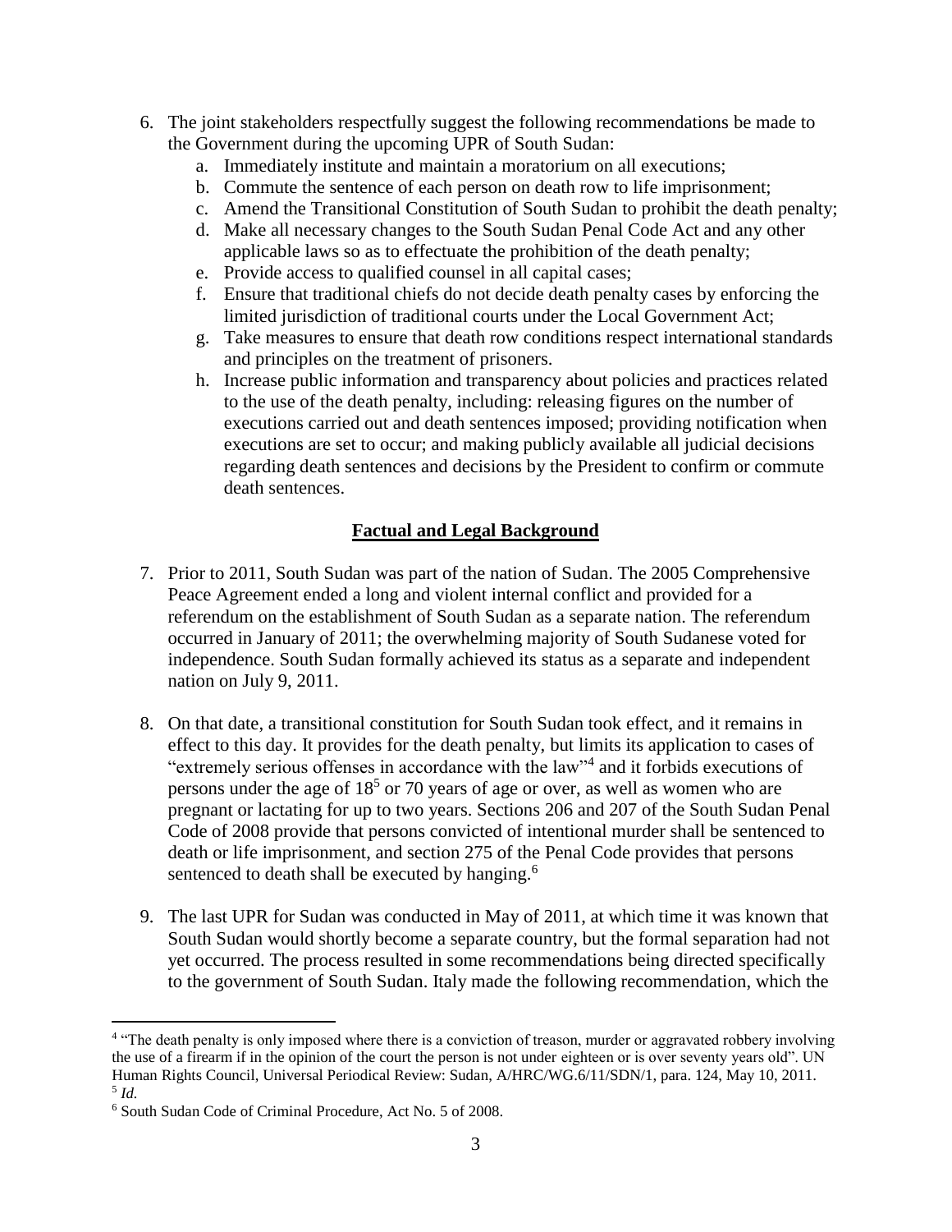6. The joint stakeholders respectfully suggest the following recommendations be made to the Government during the upcoming UPR of South Sudan:
   a. Immediately institute and maintain a moratorium on all executions;
   b. Commute the sentence of each person on death row to life imprisonment;
   c. Amend the Transitional Constitution of South Sudan to prohibit the death penalty;
   d. Make all necessary changes to the South Sudan Penal Code Act and any other applicable laws so as to effectuate the prohibition of the death penalty;
   e. Provide access to qualified counsel in all capital cases;
   f. Ensure that traditional chiefs do not decide death penalty cases by enforcing the limited jurisdiction of traditional courts under the Local Government Act;
   g. Take measures to ensure that death row conditions respect international standards and principles on the treatment of prisoners.
   h. Increase public information and transparency about policies and practices related to the use of the death penalty, including: releasing figures on the number of executions carried out and death sentences imposed; providing notification when executions are set to occur; and making publicly available all judicial decisions regarding death sentences and decisions by the President to confirm or commute death sentences.

## Factual and Legal Background

7. Prior to 2011, South Sudan was part of the nation of Sudan. The 2005 Comprehensive Peace Agreement ended a long and violent internal conflict and provided for a referendum on the establishment of South Sudan as a separate nation. The referendum occurred in January of 2011; the overwhelming majority of South Sudanese voted for independence. South Sudan formally achieved its status as a separate and independent nation on July 9, 2011.

8. On that date, a transitional constitution for South Sudan took effect, and it remains in effect to this day. It provides for the death penalty, but limits its application to cases of "extremely serious offenses in accordance with the law"[4] and it forbids executions of persons under the age of 18[5] or 70 years of age or over, as well as women who are pregnant or lactating for up to two years. Sections 206 and 207 of the South Sudan Penal Code of 2008 provide that persons convicted of intentional murder shall be sentenced to death or life imprisonment, and section 275 of the Penal Code provides that persons sentenced to death shall be executed by hanging.[6]

9. The last UPR for Sudan was conducted in May of 2011, at which time it was known that South Sudan would shortly become a separate country, but the formal separation had not yet occurred. The process resulted in some recommendations being directed specifically to the government of South Sudan. Italy made the following recommendation, which the

---

[4] "The death penalty is only imposed where there is a conviction of treason, murder or aggravated robbery involving the use of a firearm if in the opinion of the court the person is not under eighteen or is over seventy years old". UN Human Rights Council, Universal Periodical Review: Sudan, A/HRC/WG.6/11/SDN/1, para. 124, May 10, 2011.

[5] *Id.*

[6] South Sudan Code of Criminal Procedure, Act No. 5 of 2008.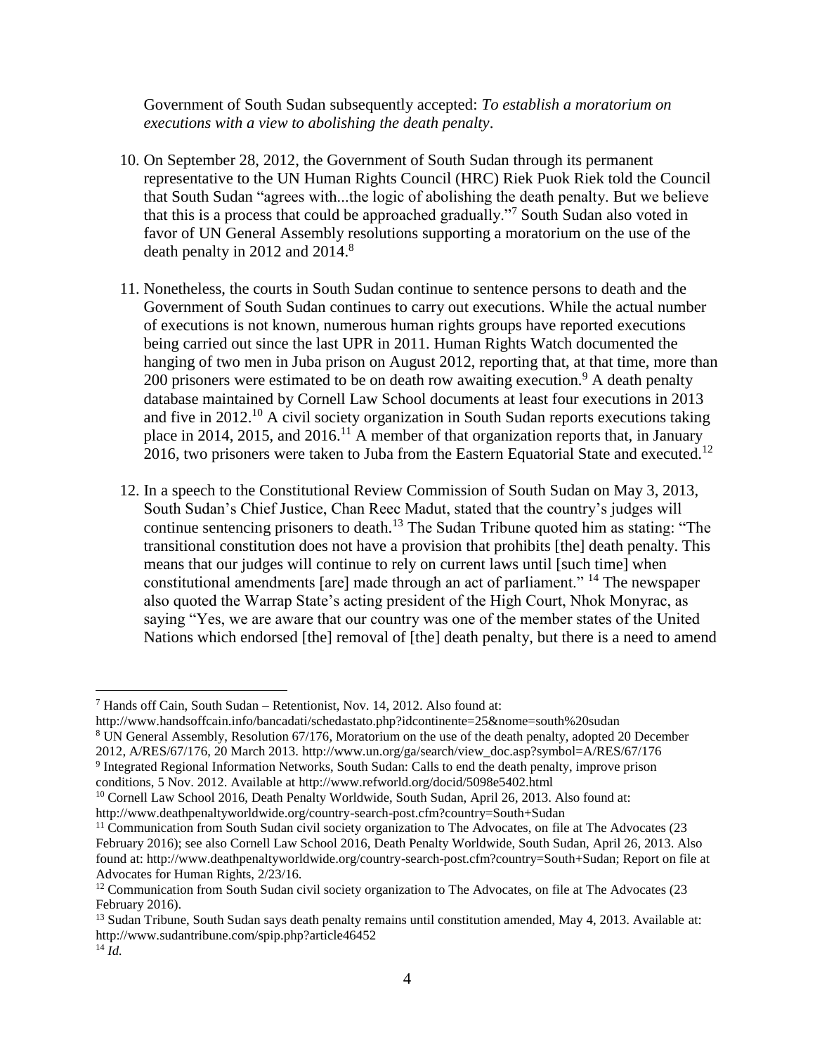Government of South Sudan subsequently accepted: *To establish a moratorium on executions with a view to abolishing the death penalty*.

10. On September 28, 2012, the Government of South Sudan through its permanent representative to the UN Human Rights Council (HRC) Riek Puok Riek told the Council that South Sudan "agrees with...the logic of abolishing the death penalty. But we believe that this is a process that could be approached gradually."[7] South Sudan also voted in favor of UN General Assembly resolutions supporting a moratorium on the use of the death penalty in 2012 and 2014.[8]

11. Nonetheless, the courts in South Sudan continue to sentence persons to death and the Government of South Sudan continues to carry out executions. While the actual number of executions is not known, numerous human rights groups have reported executions being carried out since the last UPR in 2011. Human Rights Watch documented the hanging of two men in Juba prison on August 2012, reporting that, at that time, more than 200 prisoners were estimated to be on death row awaiting execution.[9] A death penalty database maintained by Cornell Law School documents at least four executions in 2013 and five in 2012.[10] A civil society organization in South Sudan reports executions taking place in 2014, 2015, and 2016.[11] A member of that organization reports that, in January 2016, two prisoners were taken to Juba from the Eastern Equatorial State and executed.[12]

12. In a speech to the Constitutional Review Commission of South Sudan on May 3, 2013, South Sudan's Chief Justice, Chan Reec Madut, stated that the country's judges will continue sentencing prisoners to death.[13] The Sudan Tribune quoted him as stating: "The transitional constitution does not have a provision that prohibits [the] death penalty. This means that our judges will continue to rely on current laws until [such time] when constitutional amendments [are] made through an act of parliament." [14] The newspaper also quoted the Warrap State's acting president of the High Court, Nhok Monyrac, as saying "Yes, we are aware that our country was one of the member states of the United Nations which endorsed [the] removal of [the] death penalty, but there is a need to amend

---

[7] Hands off Cain, South Sudan – Retentionist, Nov. 14, 2012. Also found at: http://www.handsoffcain.info/bancadati/schedastato.php?idcontinente=25&nome=south%20sudan

[8] UN General Assembly, Resolution 67/176, Moratorium on the use of the death penalty, adopted 20 December 2012, A/RES/67/176, 20 March 2013. http://www.un.org/ga/search/view_doc.asp?symbol=A/RES/67/176

[9] Integrated Regional Information Networks, South Sudan: Calls to end the death penalty, improve prison conditions, 5 Nov. 2012. Available at http://www.refworld.org/docid/5098e5402.html

[10] Cornell Law School 2016, Death Penalty Worldwide, South Sudan, April 26, 2013. Also found at: http://www.deathpenaltyworldwide.org/country-search-post.cfm?country=South+Sudan

[11] Communication from South Sudan civil society organization to The Advocates, on file at The Advocates (23 February 2016); see also Cornell Law School 2016, Death Penalty Worldwide, South Sudan, April 26, 2013. Also found at: http://www.deathpenaltyworldwide.org/country-search-post.cfm?country=South+Sudan; Report on file at Advocates for Human Rights, 2/23/16.

[12] Communication from South Sudan civil society organization to The Advocates, on file at The Advocates (23 February 2016).

[13] Sudan Tribune, South Sudan says death penalty remains until constitution amended, May 4, 2013. Available at: http://www.sudantribune.com/spip.php?article46452

[14] *Id.*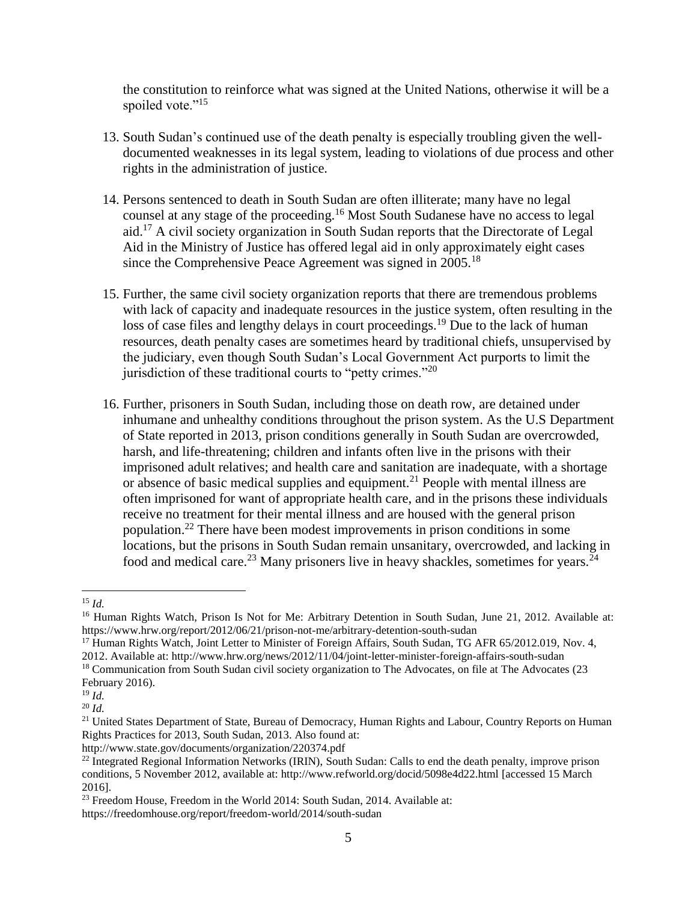the constitution to reinforce what was signed at the United Nations, otherwise it will be a spoiled vote."[15]

13. South Sudan's continued use of the death penalty is especially troubling given the well-documented weaknesses in its legal system, leading to violations of due process and other rights in the administration of justice.

14. Persons sentenced to death in South Sudan are often illiterate; many have no legal counsel at any stage of the proceeding.[16] Most South Sudanese have no access to legal aid.[17] A civil society organization in South Sudan reports that the Directorate of Legal Aid in the Ministry of Justice has offered legal aid in only approximately eight cases since the Comprehensive Peace Agreement was signed in 2005.[18]

15. Further, the same civil society organization reports that there are tremendous problems with lack of capacity and inadequate resources in the justice system, often resulting in the loss of case files and lengthy delays in court proceedings.[19] Due to the lack of human resources, death penalty cases are sometimes heard by traditional chiefs, unsupervised by the judiciary, even though South Sudan's Local Government Act purports to limit the jurisdiction of these traditional courts to "petty crimes."[20]

16. Further, prisoners in South Sudan, including those on death row, are detained under inhumane and unhealthy conditions throughout the prison system. As the U.S Department of State reported in 2013, prison conditions generally in South Sudan are overcrowded, harsh, and life-threatening; children and infants often live in the prisons with their imprisoned adult relatives; and health care and sanitation are inadequate, with a shortage or absence of basic medical supplies and equipment.[21] People with mental illness are often imprisoned for want of appropriate health care, and in the prisons these individuals receive no treatment for their mental illness and are housed with the general prison population.[22] There have been modest improvements in prison conditions in some locations, but the prisons in South Sudan remain unsanitary, overcrowded, and lacking in food and medical care.[23] Many prisoners live in heavy shackles, sometimes for years.[24]

---

[15] *Id.*

[16] Human Rights Watch, Prison Is Not for Me: Arbitrary Detention in South Sudan, June 21, 2012. Available at: https://www.hrw.org/report/2012/06/21/prison-not-me/arbitrary-detention-south-sudan

[17] Human Rights Watch, Joint Letter to Minister of Foreign Affairs, South Sudan, TG AFR 65/2012.019, Nov. 4, 2012. Available at: http://www.hrw.org/news/2012/11/04/joint-letter-minister-foreign-affairs-south-sudan

[18] Communication from South Sudan civil society organization to The Advocates, on file at The Advocates (23 February 2016).

[19] *Id.*

[20] *Id.*

[21] United States Department of State, Bureau of Democracy, Human Rights and Labour, Country Reports on Human Rights Practices for 2013, South Sudan, 2013. Also found at: http://www.state.gov/documents/organization/220374.pdf

[22] Integrated Regional Information Networks (IRIN), South Sudan: Calls to end the death penalty, improve prison conditions, 5 November 2012, available at: http://www.refworld.org/docid/5098e4d22.html [accessed 15 March 2016].

[23] Freedom House, Freedom in the World 2014: South Sudan, 2014. Available at: https://freedomhouse.org/report/freedom-world/2014/south-sudan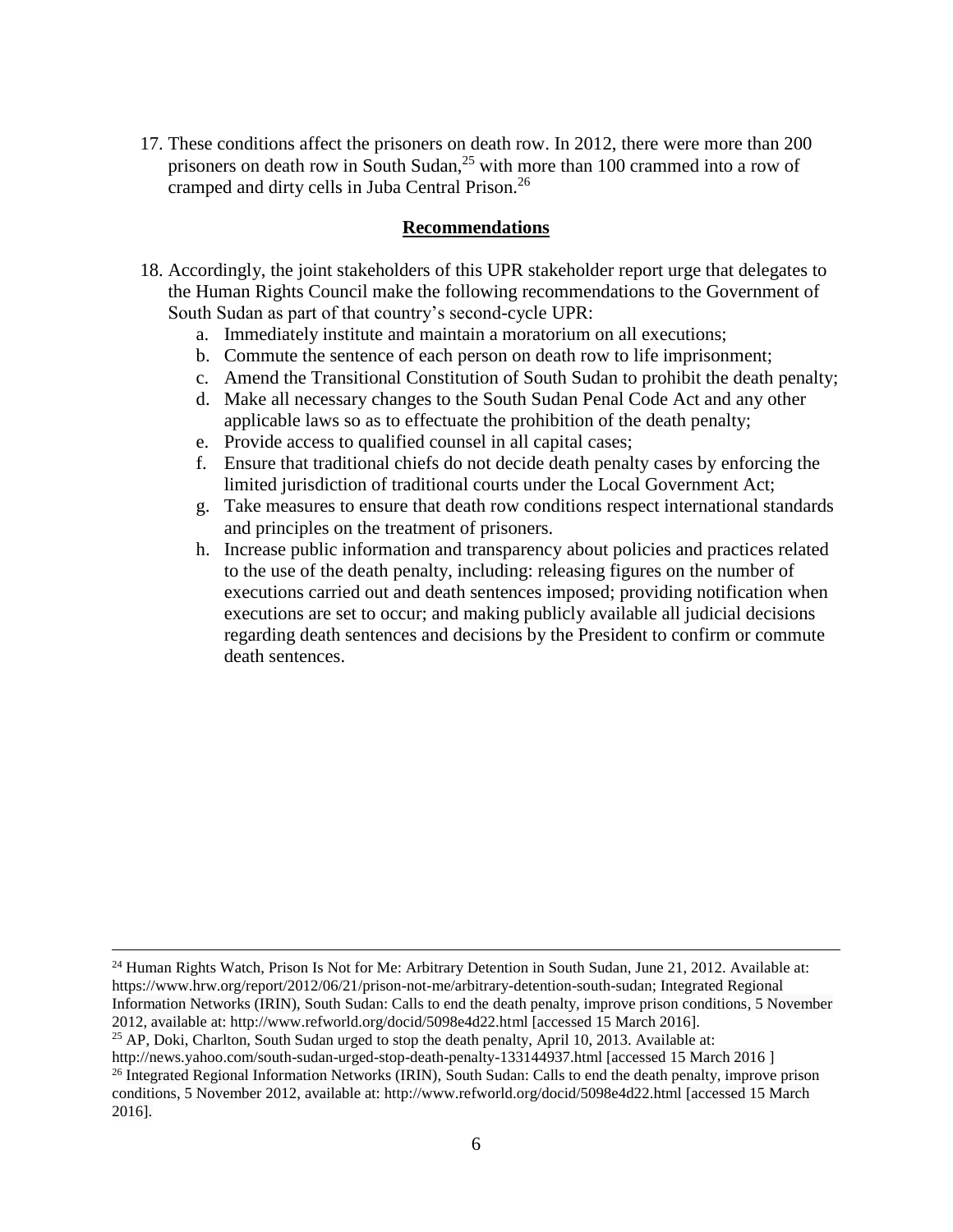17. These conditions affect the prisoners on death row. In 2012, there were more than 200 prisoners on death row in South Sudan,[25] with more than 100 crammed into a row of cramped and dirty cells in Juba Central Prison.[26]

## Recommendations

18. Accordingly, the joint stakeholders of this UPR stakeholder report urge that delegates to the Human Rights Council make the following recommendations to the Government of South Sudan as part of that country's second-cycle UPR:
    a. Immediately institute and maintain a moratorium on all executions;
    b. Commute the sentence of each person on death row to life imprisonment;
    c. Amend the Transitional Constitution of South Sudan to prohibit the death penalty;
    d. Make all necessary changes to the South Sudan Penal Code Act and any other applicable laws so as to effectuate the prohibition of the death penalty;
    e. Provide access to qualified counsel in all capital cases;
    f. Ensure that traditional chiefs do not decide death penalty cases by enforcing the limited jurisdiction of traditional courts under the Local Government Act;
    g. Take measures to ensure that death row conditions respect international standards and principles on the treatment of prisoners.
    h. Increase public information and transparency about policies and practices related to the use of the death penalty, including: releasing figures on the number of executions carried out and death sentences imposed; providing notification when executions are set to occur; and making publicly available all judicial decisions regarding death sentences and decisions by the President to confirm or commute death sentences.

---

[24] Human Rights Watch, Prison Is Not for Me: Arbitrary Detention in South Sudan, June 21, 2012. Available at: https://www.hrw.org/report/2012/06/21/prison-not-me/arbitrary-detention-south-sudan; Integrated Regional Information Networks (IRIN), South Sudan: Calls to end the death penalty, improve prison conditions, 5 November 2012, available at: http://www.refworld.org/docid/5098e4d22.html [accessed 15 March 2016].

[25] AP, Doki, Charlton, South Sudan urged to stop the death penalty, April 10, 2013. Available at: http://news.yahoo.com/south-sudan-urged-stop-death-penalty-133144937.html [accessed 15 March 2016 ]

[26] Integrated Regional Information Networks (IRIN), South Sudan: Calls to end the death penalty, improve prison conditions, 5 November 2012, available at: http://www.refworld.org/docid/5098e4d22.html [accessed 15 March 2016].